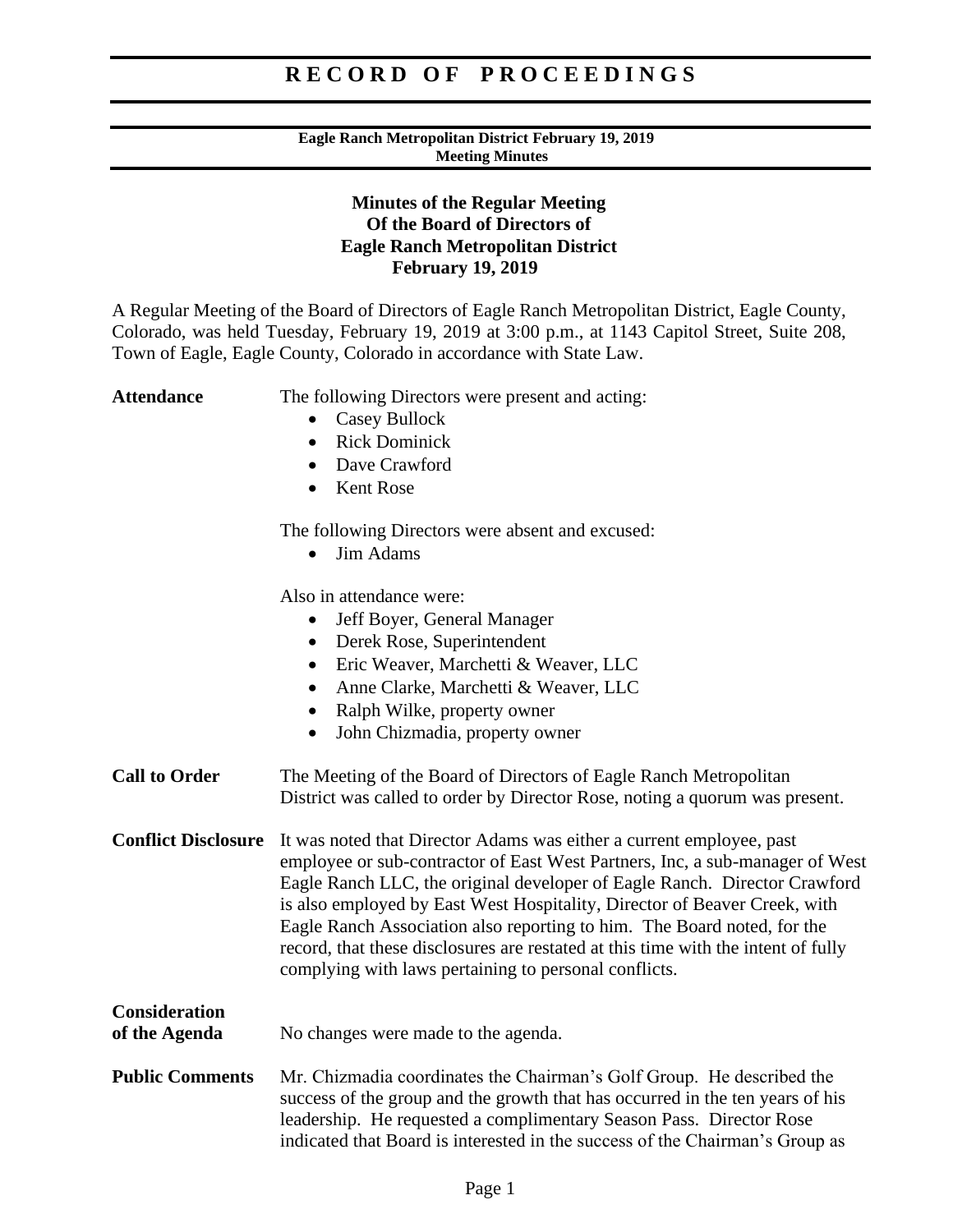# RECORD OF PROCEEDINGS

**Eagle Ranch Metropolitan District February 19, 2019**
**Meeting Minutes**

## Minutes of the Regular Meeting Of the Board of Directors of Eagle Ranch Metropolitan District February 19, 2019

A Regular Meeting of the Board of Directors of Eagle Ranch Metropolitan District, Eagle County, Colorado, was held Tuesday, February 19, 2019 at 3:00 p.m., at 1143 Capitol Street, Suite 208, Town of Eagle, Eagle County, Colorado in accordance with State Law.

**Attendance**

The following Directors were present and acting:

- Casey Bullock
- Rick Dominick
- Dave Crawford
- Kent Rose

The following Directors were absent and excused:

- Jim Adams

Also in attendance were:

- Jeff Boyer, General Manager
- Derek Rose, Superintendent
- Eric Weaver, Marchetti & Weaver, LLC
- Anne Clarke, Marchetti & Weaver, LLC
- Ralph Wilke, property owner
- John Chizmadia, property owner

**Call to Order**

The Meeting of the Board of Directors of Eagle Ranch Metropolitan District was called to order by Director Rose, noting a quorum was present.

**Conflict Disclosure**

It was noted that Director Adams was either a current employee, past employee or sub-contractor of East West Partners, Inc, a sub-manager of West Eagle Ranch LLC, the original developer of Eagle Ranch. Director Crawford is also employed by East West Hospitality, Director of Beaver Creek, with Eagle Ranch Association also reporting to him. The Board noted, for the record, that these disclosures are restated at this time with the intent of fully complying with laws pertaining to personal conflicts.

**Consideration of the Agenda**

No changes were made to the agenda.

**Public Comments**

Mr. Chizmadia coordinates the Chairman's Golf Group. He described the success of the group and the growth that has occurred in the ten years of his leadership. He requested a complimentary Season Pass. Director Rose indicated that Board is interested in the success of the Chairman's Group as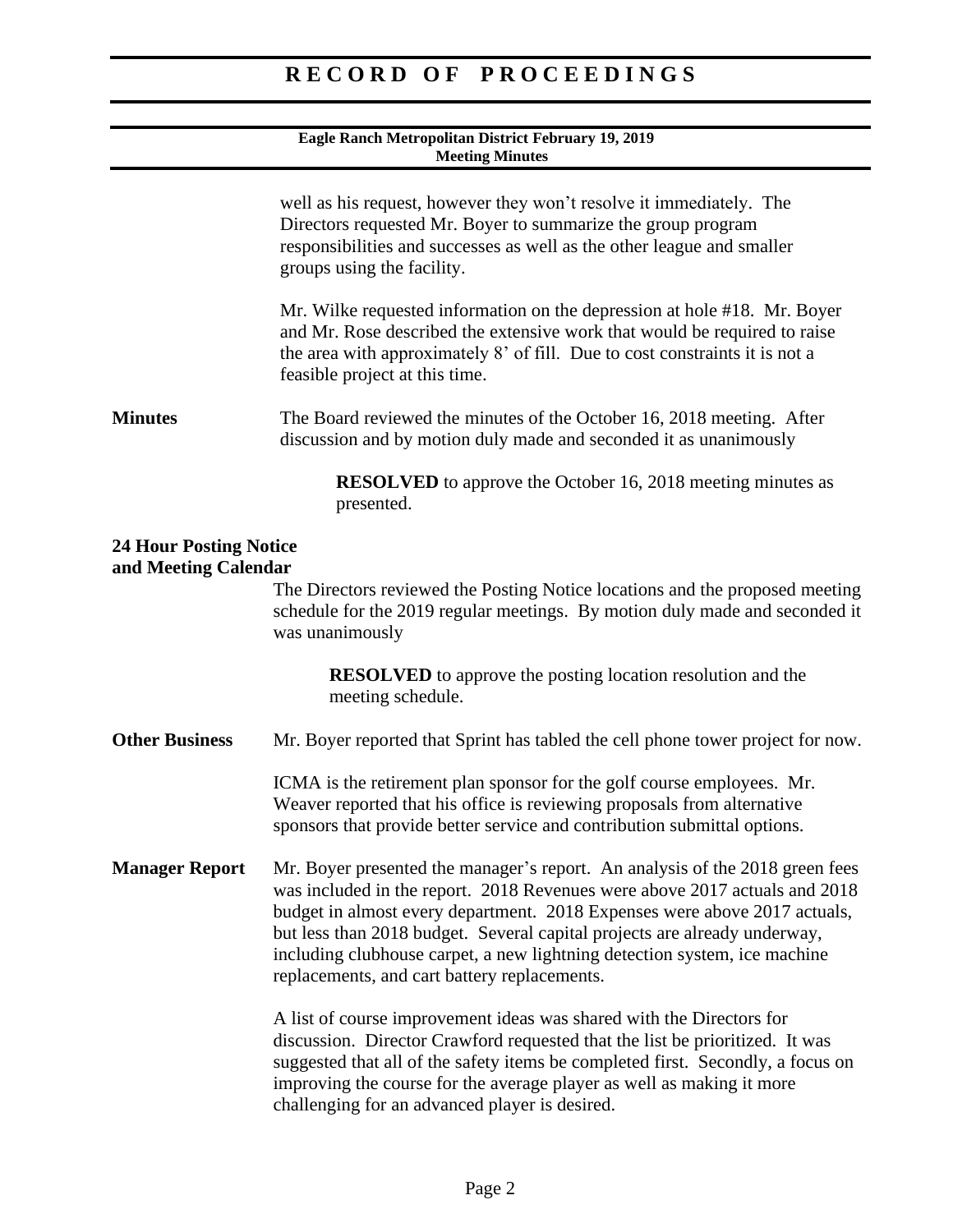well as his request, however they won't resolve it immediately. The Directors requested Mr. Boyer to summarize the group program responsibilities and successes as well as the other league and smaller groups using the facility.

Mr. Wilke requested information on the depression at hole #18. Mr. Boyer and Mr. Rose described the extensive work that would be required to raise the area with approximately 8' of fill. Due to cost constraints it is not a feasible project at this time.

**Minutes**

The Board reviewed the minutes of the October 16, 2018 meeting. After discussion and by motion duly made and seconded it as unanimously

> **RESOLVED** to approve the October 16, 2018 meeting minutes as presented.

**24 Hour Posting Notice and Meeting Calendar**

The Directors reviewed the Posting Notice locations and the proposed meeting schedule for the 2019 regular meetings. By motion duly made and seconded it was unanimously

> **RESOLVED** to approve the posting location resolution and the meeting schedule.

**Other Business**

Mr. Boyer reported that Sprint has tabled the cell phone tower project for now.

ICMA is the retirement plan sponsor for the golf course employees. Mr. Weaver reported that his office is reviewing proposals from alternative sponsors that provide better service and contribution submittal options.

**Manager Report**

Mr. Boyer presented the manager's report. An analysis of the 2018 green fees was included in the report. 2018 Revenues were above 2017 actuals and 2018 budget in almost every department. 2018 Expenses were above 2017 actuals, but less than 2018 budget. Several capital projects are already underway, including clubhouse carpet, a new lightning detection system, ice machine replacements, and cart battery replacements.

A list of course improvement ideas was shared with the Directors for discussion. Director Crawford requested that the list be prioritized. It was suggested that all of the safety items be completed first. Secondly, a focus on improving the course for the average player as well as making it more challenging for an advanced player is desired.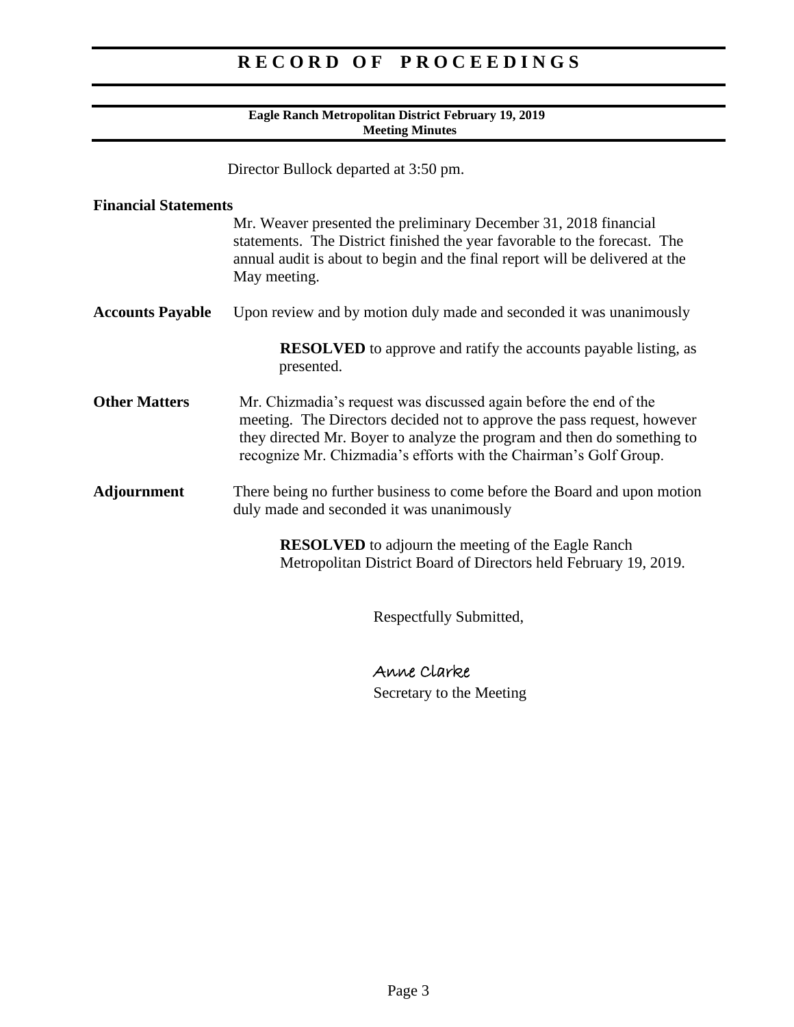Director Bullock departed at 3:50 pm.

**Financial Statements**

Mr. Weaver presented the preliminary December 31, 2018 financial statements. The District finished the year favorable to the forecast. The annual audit is about to begin and the final report will be delivered at the May meeting.

**Accounts Payable**

Upon review and by motion duly made and seconded it was unanimously

> **RESOLVED** to approve and ratify the accounts payable listing, as presented.

**Other Matters**

Mr. Chizmadia's request was discussed again before the end of the meeting. The Directors decided not to approve the pass request, however they directed Mr. Boyer to analyze the program and then do something to recognize Mr. Chizmadia's efforts with the Chairman's Golf Group.

**Adjournment**

There being no further business to come before the Board and upon motion duly made and seconded it was unanimously

> **RESOLVED** to adjourn the meeting of the Eagle Ranch Metropolitan District Board of Directors held February 19, 2019.

Respectfully Submitted,

Anne Clarke
Secretary to the Meeting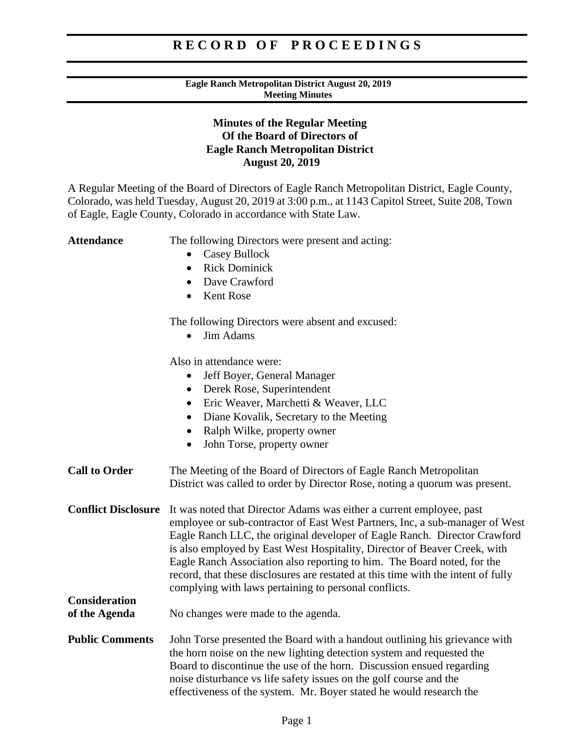# R E C O R D O F P R O C E E D I N G S

**Eagle Ranch Metropolitan District August 20, 2019**
**Meeting Minutes**

## Minutes of the Regular Meeting Of the Board of Directors of Eagle Ranch Metropolitan District August 20, 2019

A Regular Meeting of the Board of Directors of Eagle Ranch Metropolitan District, Eagle County, Colorado, was held Tuesday, August 20, 2019 at 3:00 p.m., at 1143 Capitol Street, Suite 208, Town of Eagle, Eagle County, Colorado in accordance with State Law.

**Attendance**

The following Directors were present and acting:

- Casey Bullock
- Rick Dominick
- Dave Crawford
- Kent Rose

The following Directors were absent and excused:

- Jim Adams

Also in attendance were:

- Jeff Boyer, General Manager
- Derek Rose, Superintendent
- Eric Weaver, Marchetti & Weaver, LLC
- Diane Kovalik, Secretary to the Meeting
- Ralph Wilke, property owner
- John Torse, property owner

**Call to Order**

The Meeting of the Board of Directors of Eagle Ranch Metropolitan District was called to order by Director Rose, noting a quorum was present.

**Conflict Disclosure**

It was noted that Director Adams was either a current employee, past employee or sub-contractor of East West Partners, Inc, a sub-manager of West Eagle Ranch LLC, the original developer of Eagle Ranch. Director Crawford is also employed by East West Hospitality, Director of Beaver Creek, with Eagle Ranch Association also reporting to him. The Board noted, for the record, that these disclosures are restated at this time with the intent of fully complying with laws pertaining to personal conflicts.

**Consideration of the Agenda**

No changes were made to the agenda.

**Public Comments**

John Torse presented the Board with a handout outlining his grievance with the horn noise on the new lighting detection system and requested the Board to discontinue the use of the horn. Discussion ensued regarding noise disturbance vs life safety issues on the golf course and the effectiveness of the system. Mr. Boyer stated he would research the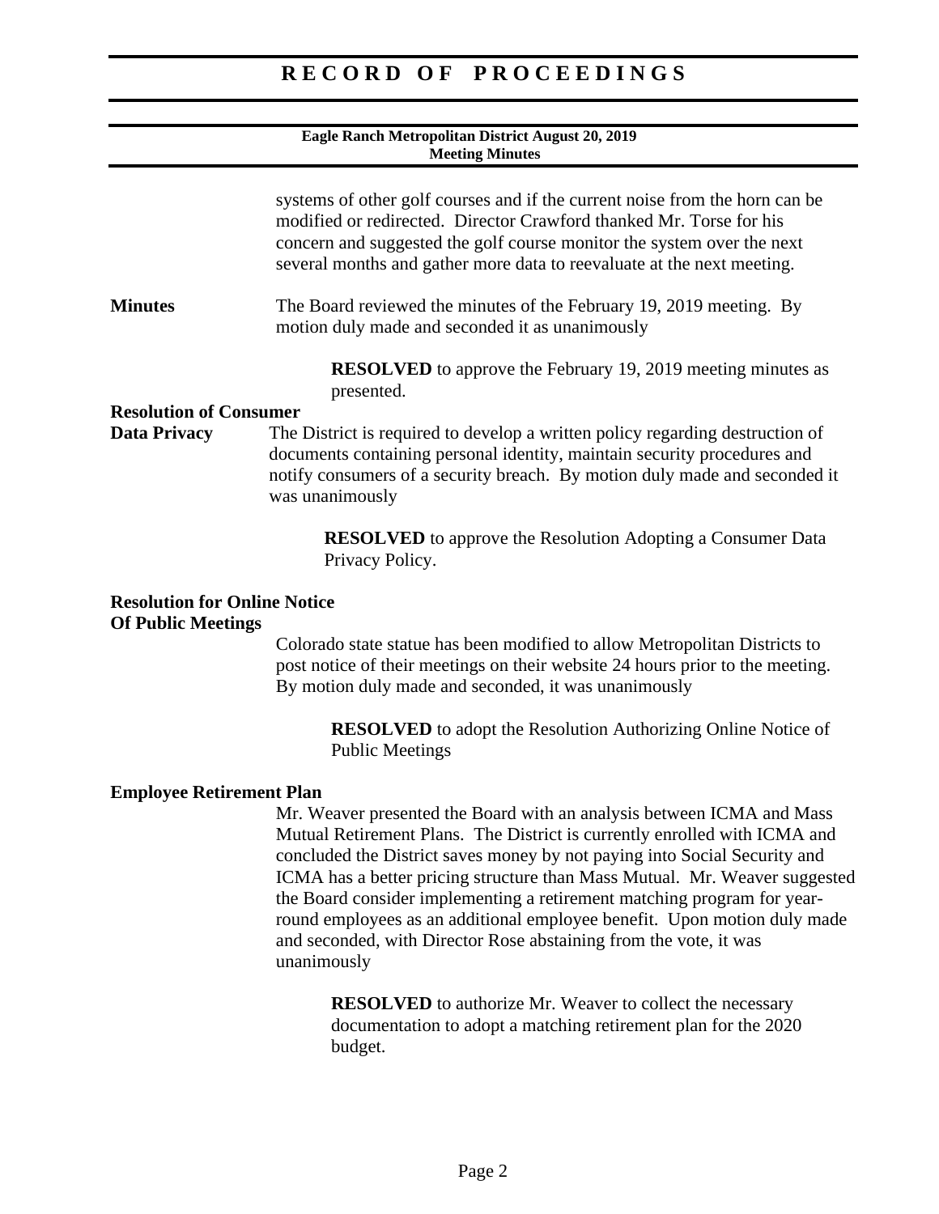systems of other golf courses and if the current noise from the horn can be modified or redirected. Director Crawford thanked Mr. Torse for his concern and suggested the golf course monitor the system over the next several months and gather more data to reevaluate at the next meeting.

**Minutes**

The Board reviewed the minutes of the February 19, 2019 meeting. By motion duly made and seconded it as unanimously

**RESOLVED** to approve the February 19, 2019 meeting minutes as presented.

**Resolution of Consumer Data Privacy**

The District is required to develop a written policy regarding destruction of documents containing personal identity, maintain security procedures and notify consumers of a security breach. By motion duly made and seconded it was unanimously

**RESOLVED** to approve the Resolution Adopting a Consumer Data Privacy Policy.

**Resolution for Online Notice Of Public Meetings**

Colorado state statue has been modified to allow Metropolitan Districts to post notice of their meetings on their website 24 hours prior to the meeting. By motion duly made and seconded, it was unanimously

**RESOLVED** to adopt the Resolution Authorizing Online Notice of Public Meetings

**Employee Retirement Plan**

Mr. Weaver presented the Board with an analysis between ICMA and Mass Mutual Retirement Plans. The District is currently enrolled with ICMA and concluded the District saves money by not paying into Social Security and ICMA has a better pricing structure than Mass Mutual. Mr. Weaver suggested the Board consider implementing a retirement matching program for year-round employees as an additional employee benefit. Upon motion duly made and seconded, with Director Rose abstaining from the vote, it was unanimously

**RESOLVED** to authorize Mr. Weaver to collect the necessary documentation to adopt a matching retirement plan for the 2020 budget.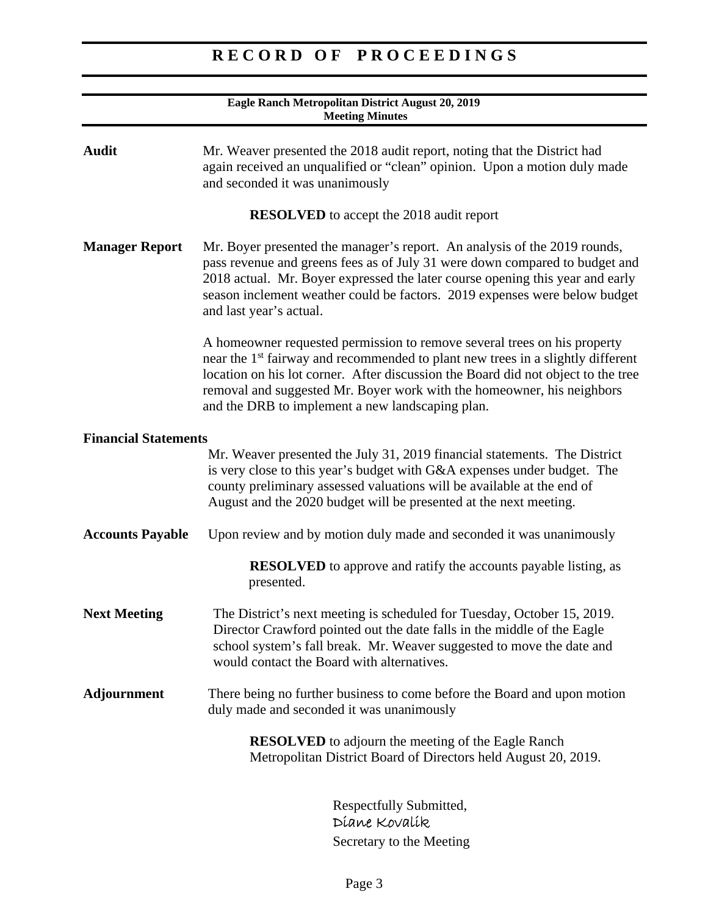**Eagle Ranch Metropolitan District August 20, 2019**
**Meeting Minutes**

**Audit**

Mr. Weaver presented the 2018 audit report, noting that the District had again received an unqualified or "clean" opinion. Upon a motion duly made and seconded it was unanimously

**RESOLVED** to accept the 2018 audit report

**Manager Report**

Mr. Boyer presented the manager's report. An analysis of the 2019 rounds, pass revenue and greens fees as of July 31 were down compared to budget and 2018 actual. Mr. Boyer expressed the later course opening this year and early season inclement weather could be factors. 2019 expenses were below budget and last year's actual.

A homeowner requested permission to remove several trees on his property near the 1st fairway and recommended to plant new trees in a slightly different location on his lot corner. After discussion the Board did not object to the tree removal and suggested Mr. Boyer work with the homeowner, his neighbors and the DRB to implement a new landscaping plan.

**Financial Statements**

Mr. Weaver presented the July 31, 2019 financial statements. The District is very close to this year's budget with G&A expenses under budget. The county preliminary assessed valuations will be available at the end of August and the 2020 budget will be presented at the next meeting.

**Accounts Payable**

Upon review and by motion duly made and seconded it was unanimously

**RESOLVED** to approve and ratify the accounts payable listing, as presented.

**Next Meeting**

The District's next meeting is scheduled for Tuesday, October 15, 2019. Director Crawford pointed out the date falls in the middle of the Eagle school system's fall break. Mr. Weaver suggested to move the date and would contact the Board with alternatives.

**Adjournment**

There being no further business to come before the Board and upon motion duly made and seconded it was unanimously

**RESOLVED** to adjourn the meeting of the Eagle Ranch Metropolitan District Board of Directors held August 20, 2019.

Respectfully Submitted,
Diane Kovalik
Secretary to the Meeting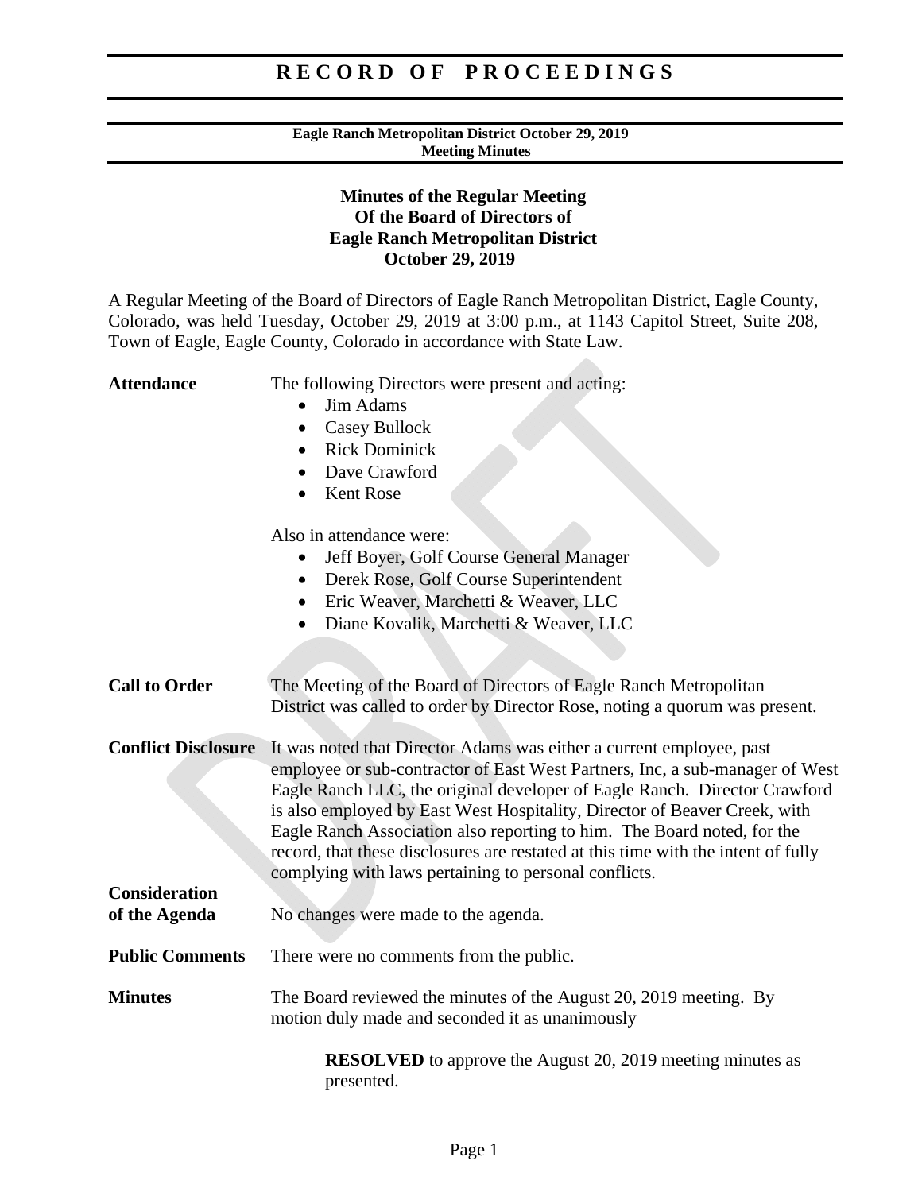# RECORD OF PROCEEDINGS

**Eagle Ranch Metropolitan District October 29, 2019**
**Meeting Minutes**

## Minutes of the Regular Meeting Of the Board of Directors of Eagle Ranch Metropolitan District October 29, 2019

A Regular Meeting of the Board of Directors of Eagle Ranch Metropolitan District, Eagle County, Colorado, was held Tuesday, October 29, 2019 at 3:00 p.m., at 1143 Capitol Street, Suite 208, Town of Eagle, Eagle County, Colorado in accordance with State Law.

**Attendance**

The following Directors were present and acting:

- Jim Adams
- Casey Bullock
- Rick Dominick
- Dave Crawford
- Kent Rose

Also in attendance were:

- Jeff Boyer, Golf Course General Manager
- Derek Rose, Golf Course Superintendent
- Eric Weaver, Marchetti & Weaver, LLC
- Diane Kovalik, Marchetti & Weaver, LLC

**Call to Order**

The Meeting of the Board of Directors of Eagle Ranch Metropolitan District was called to order by Director Rose, noting a quorum was present.

**Conflict Disclosure**

It was noted that Director Adams was either a current employee, past employee or sub-contractor of East West Partners, Inc, a sub-manager of West Eagle Ranch LLC, the original developer of Eagle Ranch. Director Crawford is also employed by East West Hospitality, Director of Beaver Creek, with Eagle Ranch Association also reporting to him. The Board noted, for the record, that these disclosures are restated at this time with the intent of fully complying with laws pertaining to personal conflicts.

**Consideration of the Agenda**

No changes were made to the agenda.

**Public Comments**

There were no comments from the public.

**Minutes**

The Board reviewed the minutes of the August 20, 2019 meeting. By motion duly made and seconded it as unanimously

> **RESOLVED** to approve the August 20, 2019 meeting minutes as presented.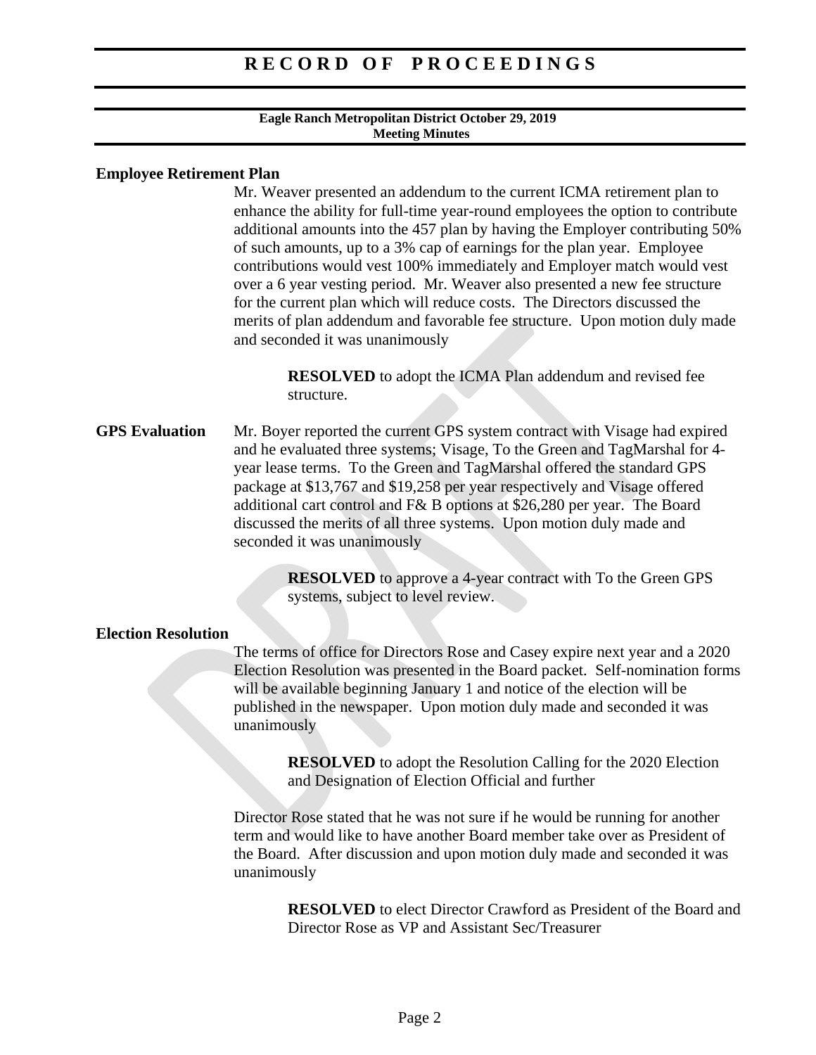# RECORD OF PROCEEDINGS

**Eagle Ranch Metropolitan District October 29, 2019**
**Meeting Minutes**

**Employee Retirement Plan**

Mr. Weaver presented an addendum to the current ICMA retirement plan to enhance the ability for full-time year-round employees the option to contribute additional amounts into the 457 plan by having the Employer contributing 50% of such amounts, up to a 3% cap of earnings for the plan year. Employee contributions would vest 100% immediately and Employer match would vest over a 6 year vesting period. Mr. Weaver also presented a new fee structure for the current plan which will reduce costs. The Directors discussed the merits of plan addendum and favorable fee structure. Upon motion duly made and seconded it was unanimously

> **RESOLVED** to adopt the ICMA Plan addendum and revised fee structure.

**GPS Evaluation** Mr. Boyer reported the current GPS system contract with Visage had expired and he evaluated three systems; Visage, To the Green and TagMarshal for 4-year lease terms. To the Green and TagMarshal offered the standard GPS package at $13,767 and $19,258 per year respectively and Visage offered additional cart control and F& B options at $26,280 per year. The Board discussed the merits of all three systems. Upon motion duly made and seconded it was unanimously

> **RESOLVED** to approve a 4-year contract with To the Green GPS systems, subject to level review.

**Election Resolution**

The terms of office for Directors Rose and Casey expire next year and a 2020 Election Resolution was presented in the Board packet. Self-nomination forms will be available beginning January 1 and notice of the election will be published in the newspaper. Upon motion duly made and seconded it was unanimously

> **RESOLVED** to adopt the Resolution Calling for the 2020 Election and Designation of Election Official and further

Director Rose stated that he was not sure if he would be running for another term and would like to have another Board member take over as President of the Board. After discussion and upon motion duly made and seconded it was unanimously

> **RESOLVED** to elect Director Crawford as President of the Board and Director Rose as VP and Assistant Sec/Treasurer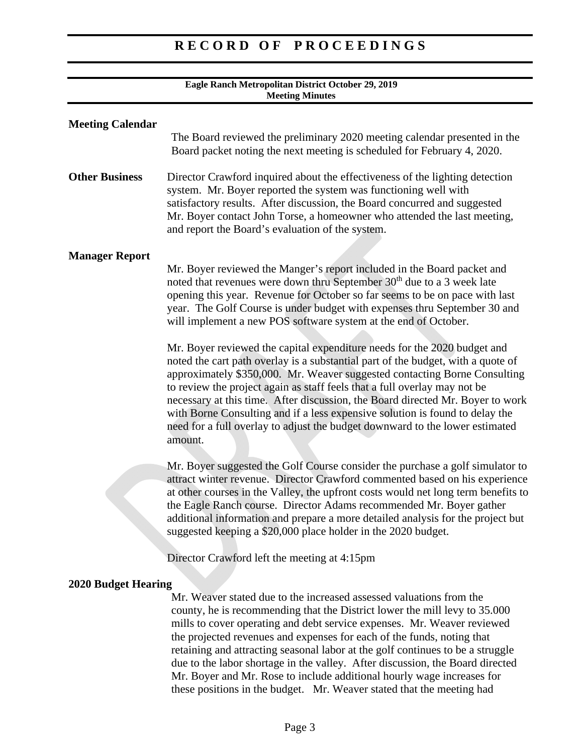# RECORD OF PROCEEDINGS

**Eagle Ranch Metropolitan District October 29, 2019**
**Meeting Minutes**

**Meeting Calendar**

The Board reviewed the preliminary 2020 meeting calendar presented in the Board packet noting the next meeting is scheduled for February 4, 2020.

**Other Business**

Director Crawford inquired about the effectiveness of the lighting detection system. Mr. Boyer reported the system was functioning well with satisfactory results. After discussion, the Board concurred and suggested Mr. Boyer contact John Torse, a homeowner who attended the last meeting, and report the Board's evaluation of the system.

**Manager Report**

Mr. Boyer reviewed the Manger's report included in the Board packet and noted that revenues were down thru September 30th due to a 3 week late opening this year. Revenue for October so far seems to be on pace with last year. The Golf Course is under budget with expenses thru September 30 and will implement a new POS software system at the end of October.

Mr. Boyer reviewed the capital expenditure needs for the 2020 budget and noted the cart path overlay is a substantial part of the budget, with a quote of approximately $350,000. Mr. Weaver suggested contacting Borne Consulting to review the project again as staff feels that a full overlay may not be necessary at this time. After discussion, the Board directed Mr. Boyer to work with Borne Consulting and if a less expensive solution is found to delay the need for a full overlay to adjust the budget downward to the lower estimated amount.

Mr. Boyer suggested the Golf Course consider the purchase a golf simulator to attract winter revenue. Director Crawford commented based on his experience at other courses in the Valley, the upfront costs would net long term benefits to the Eagle Ranch course. Director Adams recommended Mr. Boyer gather additional information and prepare a more detailed analysis for the project but suggested keeping a $20,000 place holder in the 2020 budget.

Director Crawford left the meeting at 4:15pm

**2020 Budget Hearing**

Mr. Weaver stated due to the increased assessed valuations from the county, he is recommending that the District lower the mill levy to 35.000 mills to cover operating and debt service expenses. Mr. Weaver reviewed the projected revenues and expenses for each of the funds, noting that retaining and attracting seasonal labor at the golf continues to be a struggle due to the labor shortage in the valley. After discussion, the Board directed Mr. Boyer and Mr. Rose to include additional hourly wage increases for these positions in the budget. Mr. Weaver stated that the meeting had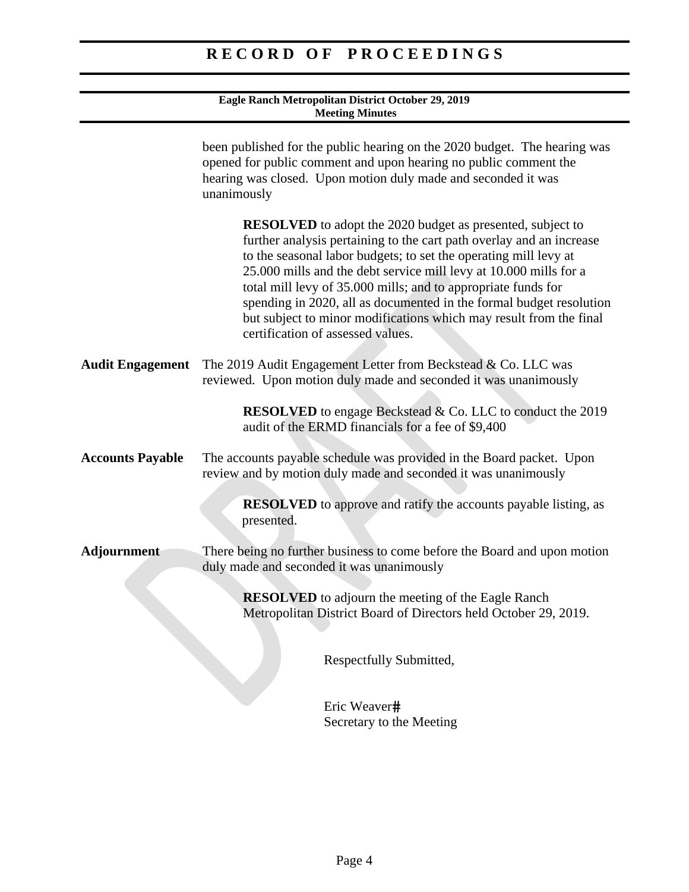been published for the public hearing on the 2020 budget. The hearing was opened for public comment and upon hearing no public comment the hearing was closed. Upon motion duly made and seconded it was unanimously

> **RESOLVED** to adopt the 2020 budget as presented, subject to further analysis pertaining to the cart path overlay and an increase to the seasonal labor budgets; to set the operating mill levy at 25.000 mills and the debt service mill levy at 10.000 mills for a total mill levy of 35.000 mills; and to appropriate funds for spending in 2020, all as documented in the formal budget resolution but subject to minor modifications which may result from the final certification of assessed values.

**Audit Engagement** The 2019 Audit Engagement Letter from Beckstead & Co. LLC was reviewed. Upon motion duly made and seconded it was unanimously

> **RESOLVED** to engage Beckstead & Co. LLC to conduct the 2019 audit of the ERMD financials for a fee of $9,400

**Accounts Payable** The accounts payable schedule was provided in the Board packet. Upon review and by motion duly made and seconded it was unanimously

> **RESOLVED** to approve and ratify the accounts payable listing, as presented.

**Adjournment** There being no further business to come before the Board and upon motion duly made and seconded it was unanimously

> **RESOLVED** to adjourn the meeting of the Eagle Ranch Metropolitan District Board of Directors held October 29, 2019.

Respectfully Submitted,

Eric Weaver#
Secretary to the Meeting